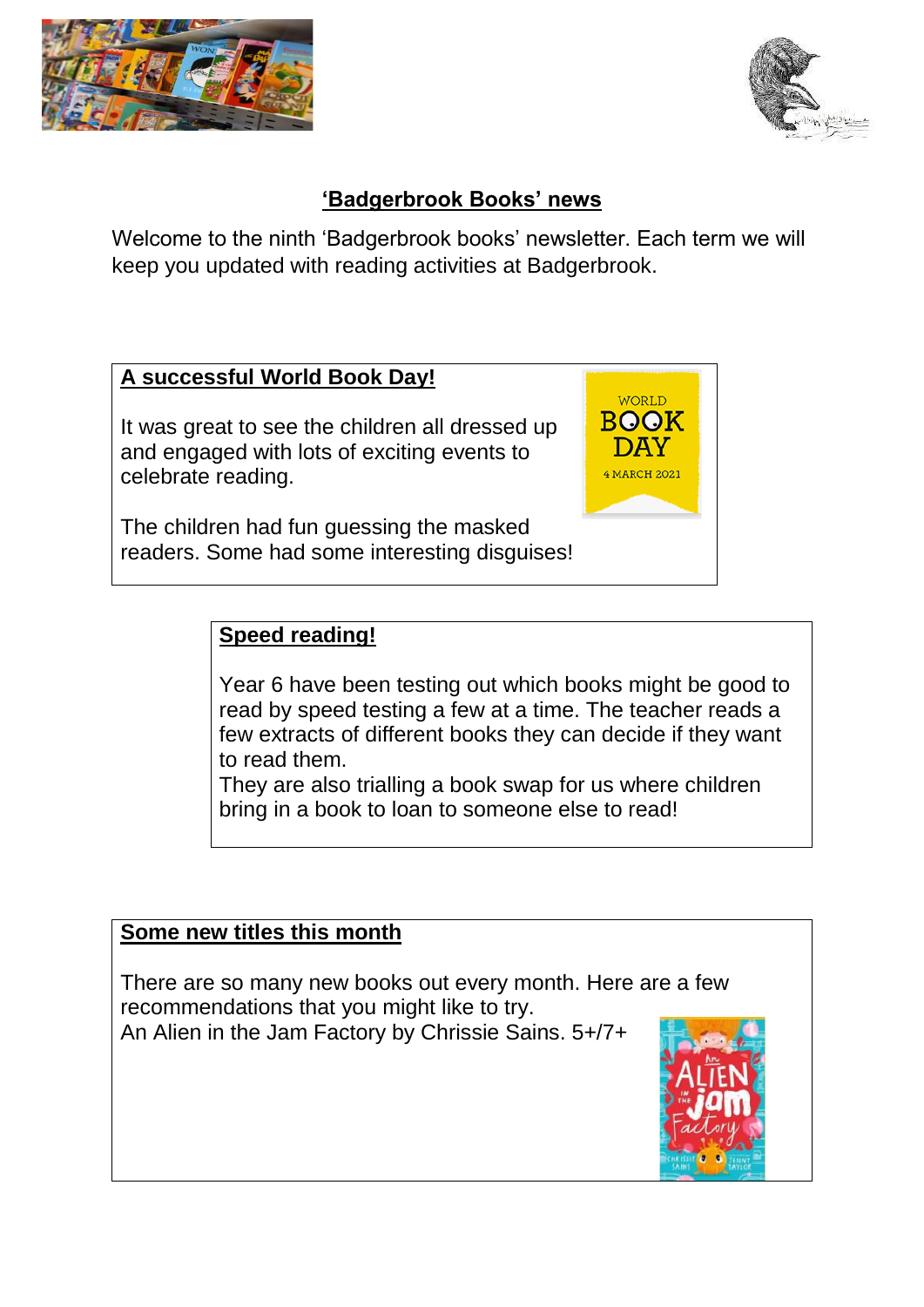# 'Badgerbrook Books' news

Welcome to the ninth 'Badgerbrook books' newsletter. Each term we will keep you updated with reading activities at Badgerbrook.

## A successful World Book Day!

It was great to see the children all dressed up and engaged with lots of exciting events to celebrate reading.

The children had fun guessing the masked readers. Some had some interesting disguises!

## Speed reading!

Year 6 have been testing out which books might be good to read by speed testing a few at a time. The teacher reads a few extracts of different books they can decide if they want to read them.
They are also trialling a book swap for us where children bring in a book to loan to someone else to read!

## Some new titles this month

There are so many new books out every month. Here are a few recommendations that you might like to try.
An Alien in the Jam Factory by Chrissie Sains. 5+/7+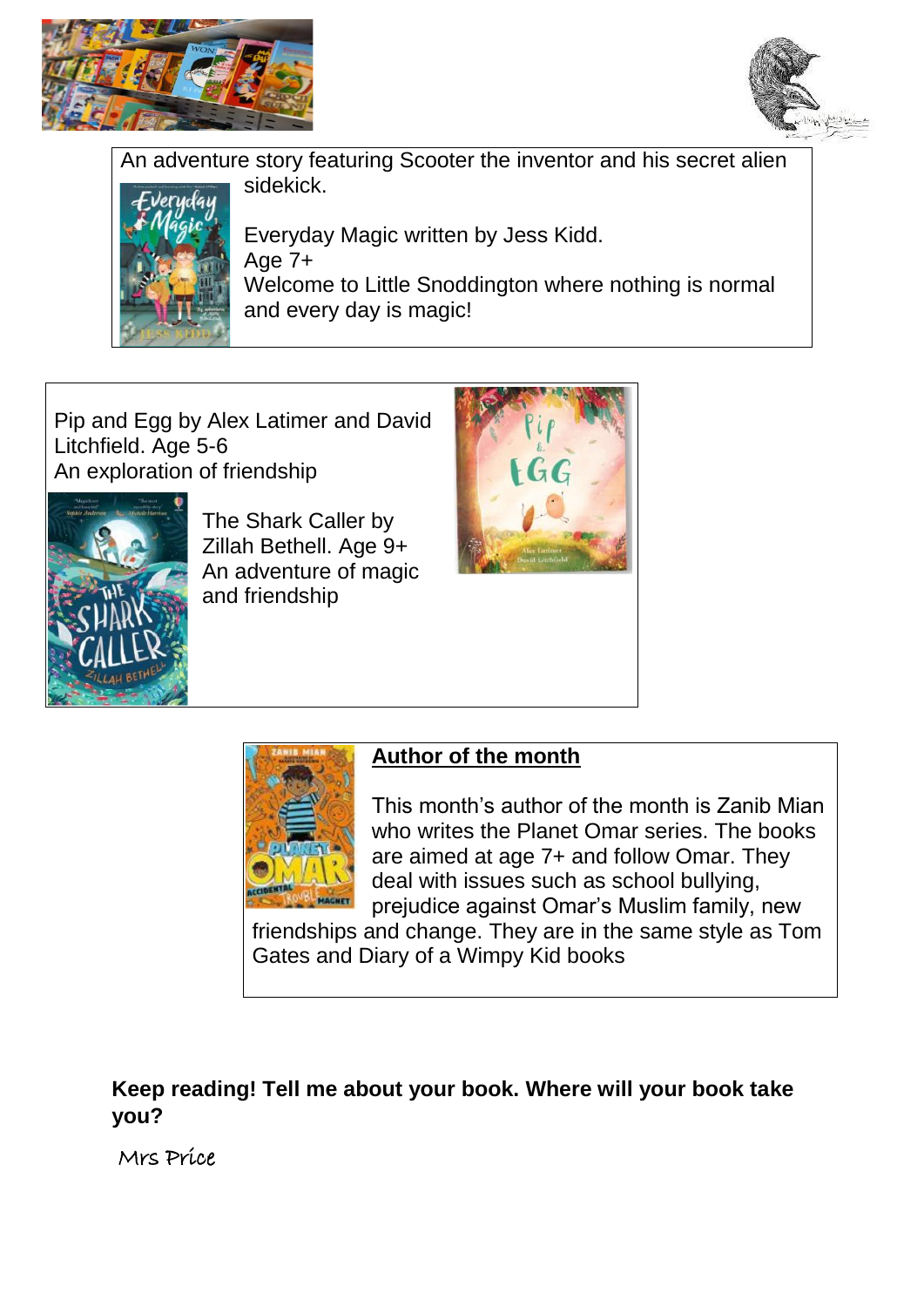An adventure story featuring Scooter the inventor and his secret alien sidekick.

Everyday Magic written by Jess Kidd.
Age 7+
Welcome to Little Snoddington where nothing is normal and every day is magic!

Pip and Egg by Alex Latimer and David Litchfield. Age 5-6
An exploration of friendship

The Shark Caller by Zillah Bethell. Age 9+
An adventure of magic and friendship

**Author of the month**

This month's author of the month is Zanib Mian who writes the Planet Omar series. The books are aimed at age 7+ and follow Omar. They deal with issues such as school bullying, prejudice against Omar's Muslim family, new friendships and change. They are in the same style as Tom Gates and Diary of a Wimpy Kid books

**Keep reading! Tell me about your book. Where will your book take you?**

Mrs Price